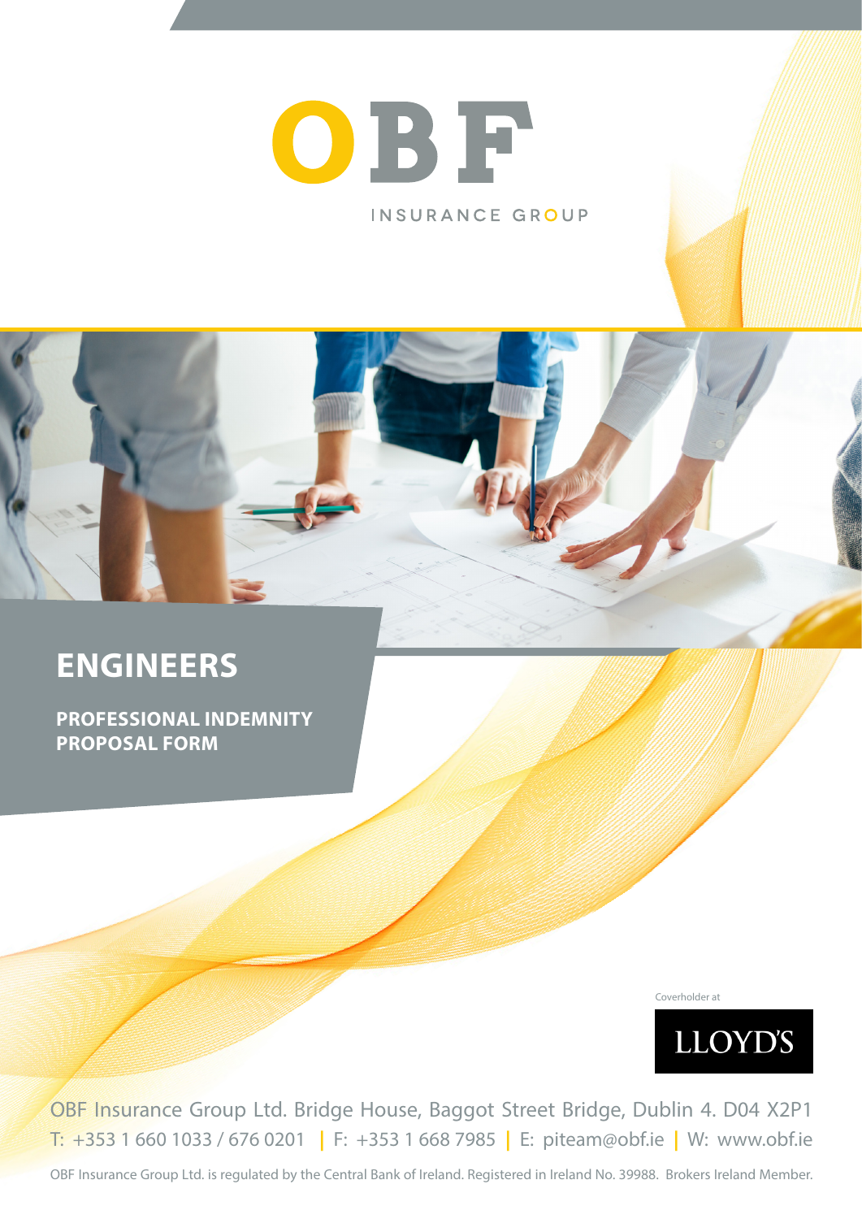OBF

INSURANCE GROUP

# ENGINEERS

## PROFESSIONAL INDEMNITY PROPOSAL FORM

Coverholder at

LLOYD'S

OBF Insurance Group Ltd. Bridge House, Baggot Street Bridge, Dublin 4. D04 X2P1

T: +353 1 660 1033 / 676 0201 | F: +353 1 668 7985 | E: piteam@obf.ie | W: www.obf.ie

OBF Insurance Group Ltd. is regulated by the Central Bank of Ireland. Registered in Ireland No. 39988. Brokers Ireland Member.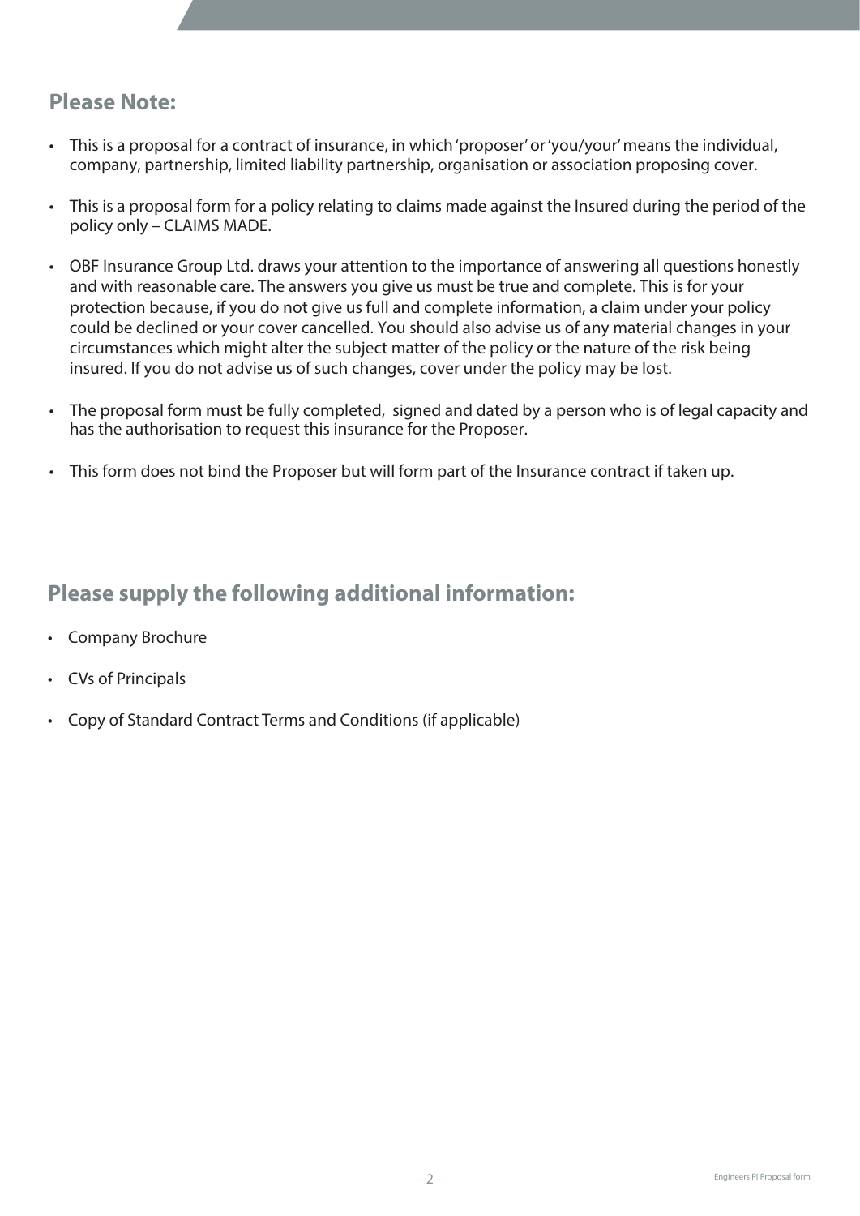## Please Note:

- This is a proposal for a contract of insurance, in which 'proposer' or 'you/your' means the individual, company, partnership, limited liability partnership, organisation or association proposing cover.
- This is a proposal form for a policy relating to claims made against the Insured during the period of the policy only – CLAIMS MADE.
- OBF Insurance Group Ltd. draws your attention to the importance of answering all questions honestly and with reasonable care. The answers you give us must be true and complete. This is for your protection because, if you do not give us full and complete information, a claim under your policy could be declined or your cover cancelled. You should also advise us of any material changes in your circumstances which might alter the subject matter of the policy or the nature of the risk being insured. If you do not advise us of such changes, cover under the policy may be lost.
- The proposal form must be fully completed, signed and dated by a person who is of legal capacity and has the authorisation to request this insurance for the Proposer.
- This form does not bind the Proposer but will form part of the Insurance contract if taken up.

## Please supply the following additional information:

- Company Brochure
- CVs of Principals
- Copy of Standard Contract Terms and Conditions (if applicable)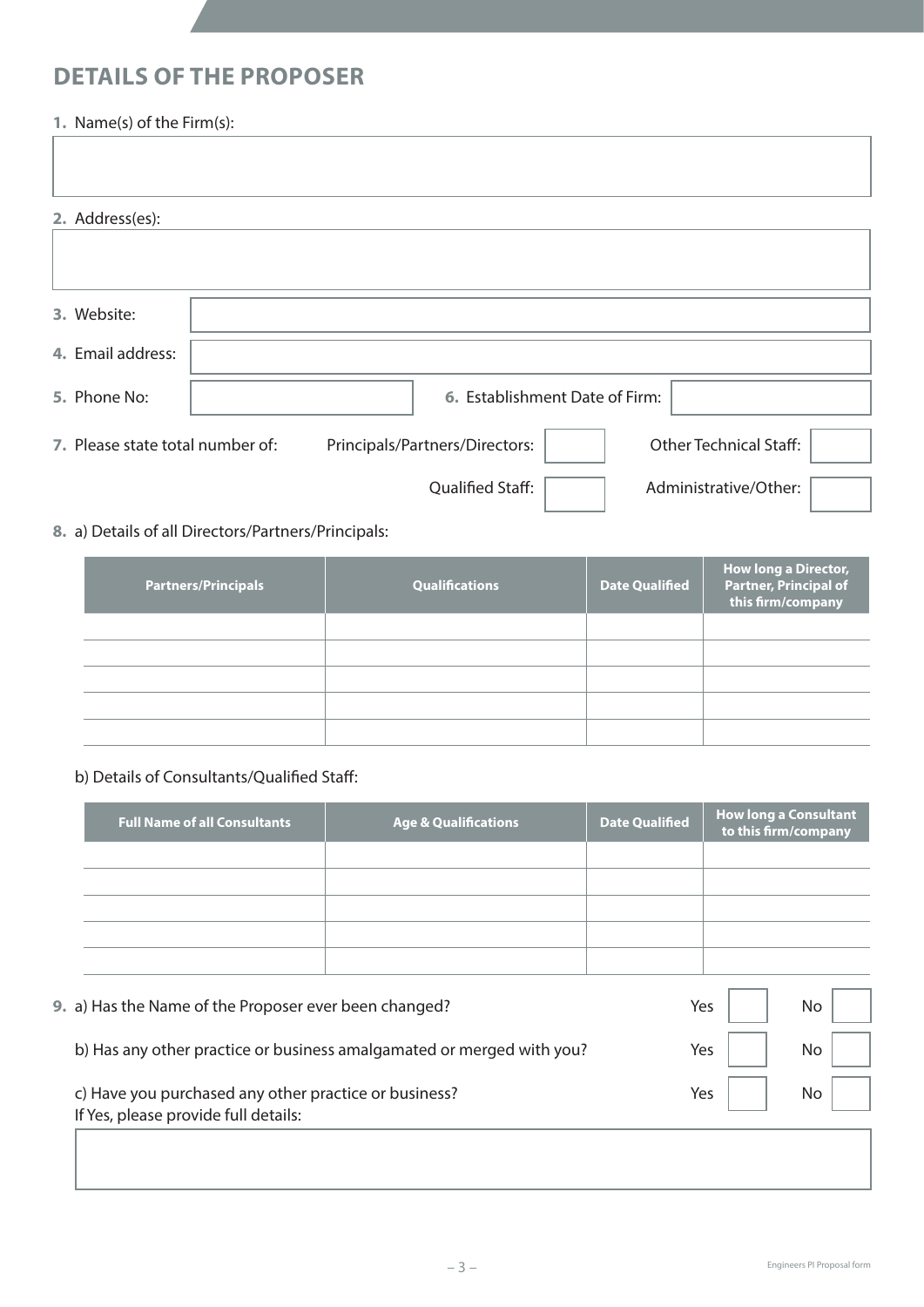## DETAILS OF THE PROPOSER

**1.** Name(s) of the Firm(s):

**2.** Address(es):

**3.** Website:

**4.** Email address:

**5.** Phone No:

**6.** Establishment Date of Firm:

**7.** Please state total number of:

Principals/Partners/Directors:

Other Technical Staff:

Qualified Staff:

Administrative/Other:

**8.** a) Details of all Directors/Partners/Principals:

| Partners/Principals | Qualifications | Date Qualified | How long a Director, Partner, Principal of this firm/company |
|---|---|---|---|
| | | | |
| | | | |
| | | | |
| | | | |
| | | | |

b) Details of Consultants/Qualified Staff:

| Full Name of all Consultants | Age & Qualifications | Date Qualified | How long a Consultant to this firm/company |
|---|---|---|---|
| | | | |
| | | | |
| | | | |
| | | | |
| | | | |

**9.** a) Has the Name of the Proposer ever been changed? Yes ☐ No ☐

b) Has any other practice or business amalgamated or merged with you? Yes ☐ No ☐

c) Have you purchased any other practice or business? Yes ☐ No ☐

If Yes, please provide full details: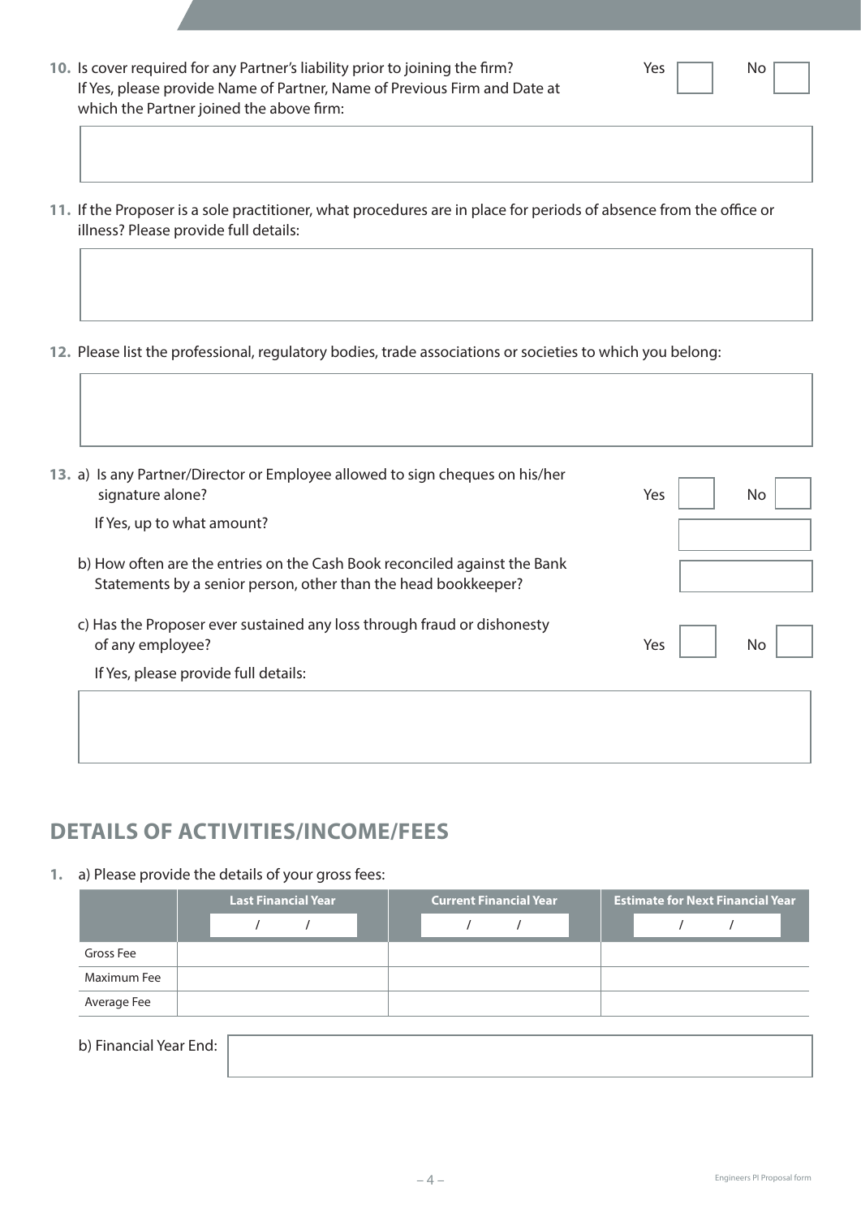10. Is cover required for any Partner's liability prior to joining the firm? Yes ☐ No ☐
    If Yes, please provide Name of Partner, Name of Previous Firm and Date at which the Partner joined the above firm:

11. If the Proposer is a sole practitioner, what procedures are in place for periods of absence from the office or illness? Please provide full details:

12. Please list the professional, regulatory bodies, trade associations or societies to which you belong:

13. a) Is any Partner/Director or Employee allowed to sign cheques on his/her signature alone? Yes ☐ No ☐

    If Yes, up to what amount?

    b) How often are the entries on the Cash Book reconciled against the Bank Statements by a senior person, other than the head bookkeeper?

    c) Has the Proposer ever sustained any loss through fraud or dishonesty of any employee? Yes ☐ No ☐

    If Yes, please provide full details:

## DETAILS OF ACTIVITIES/INCOME/FEES

1. a) Please provide the details of your gross fees:

| | Last Financial Year | Current Financial Year | Estimate for Next Financial Year |
|---|---|---|---|
| | / / | / / | / / |
| Gross Fee | | | |
| Maximum Fee | | | |
| Average Fee | | | |

b) Financial Year End: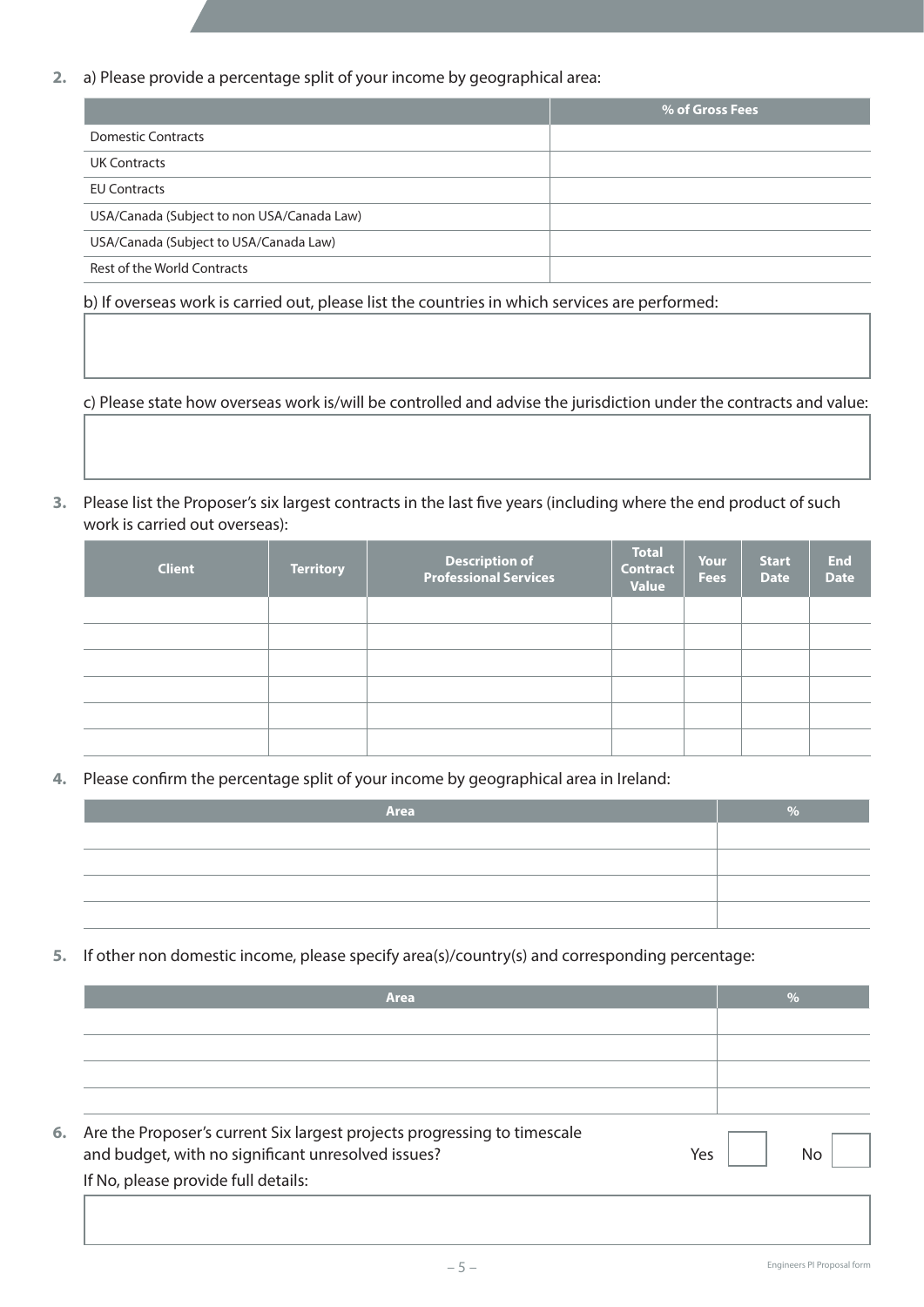2. a) Please provide a percentage split of your income by geographical area:

| | % of Gross Fees |
|---|---|
| Domestic Contracts | |
| UK Contracts | |
| EU Contracts | |
| USA/Canada (Subject to non USA/Canada Law) | |
| USA/Canada (Subject to USA/Canada Law) | |
| Rest of the World Contracts | |

b) If overseas work is carried out, please list the countries in which services are performed:

c) Please state how overseas work is/will be controlled and advise the jurisdiction under the contracts and value:

3. Please list the Proposer's six largest contracts in the last five years (including where the end product of such work is carried out overseas):

| Client | Territory | Description of Professional Services | Total Contract Value | Your Fees | Start Date | End Date |
|---|---|---|---|---|---|---|
| | | | | | | |
| | | | | | | |
| | | | | | | |
| | | | | | | |
| | | | | | | |
| | | | | | | |

4. Please confirm the percentage split of your income by geographical area in Ireland:

| Area | % |
|---|---|
| | |
| | |
| | |
| | |

5. If other non domestic income, please specify area(s)/country(s) and corresponding percentage:

| Area | % |
|---|---|
| | |
| | |
| | |
| | |

6. Are the Proposer's current Six largest projects progressing to timescale and budget, with no significant unresolved issues? Yes ☐ No ☐

If No, please provide full details: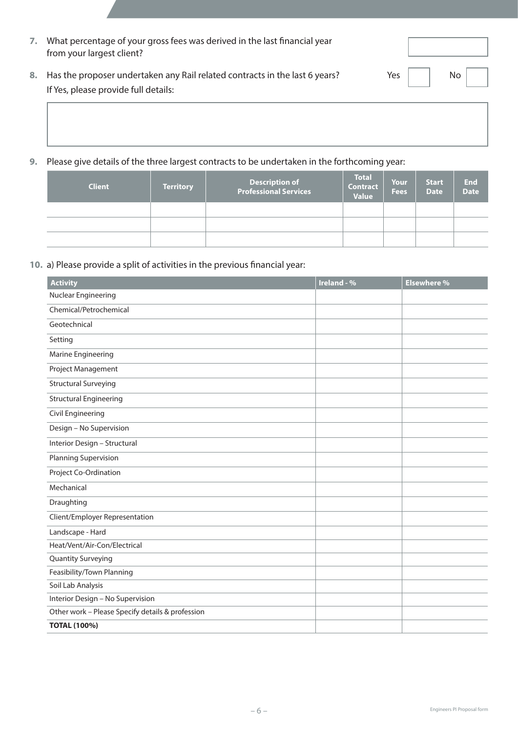7. What percentage of your gross fees was derived in the last financial year from your largest client?

8. Has the proposer undertaken any Rail related contracts in the last 6 years? Yes ☐ No ☐

   If Yes, please provide full details:

9. Please give details of the three largest contracts to be undertaken in the forthcoming year:

| Client | Territory | Description of Professional Services | Total Contract Value | Your Fees | Start Date | End Date |
|---|---|---|---|---|---|---|
| | | | | | | |
| | | | | | | |
| | | | | | | |

10. a) Please provide a split of activities in the previous financial year:

| Activity | Ireland - % | Elsewhere % |
|---|---|---|
| Nuclear Engineering | | |
| Chemical/Petrochemical | | |
| Geotechnical | | |
| Setting | | |
| Marine Engineering | | |
| Project Management | | |
| Structural Surveying | | |
| Structural Engineering | | |
| Civil Engineering | | |
| Design – No Supervision | | |
| Interior Design – Structural | | |
| Planning Supervision | | |
| Project Co-Ordination | | |
| Mechanical | | |
| Draughting | | |
| Client/Employer Representation | | |
| Landscape - Hard | | |
| Heat/Vent/Air-Con/Electrical | | |
| Quantity Surveying | | |
| Feasibility/Town Planning | | |
| Soil Lab Analysis | | |
| Interior Design – No Supervision | | |
| Other work – Please Specify details & profession | | |
| **TOTAL (100%)** | | |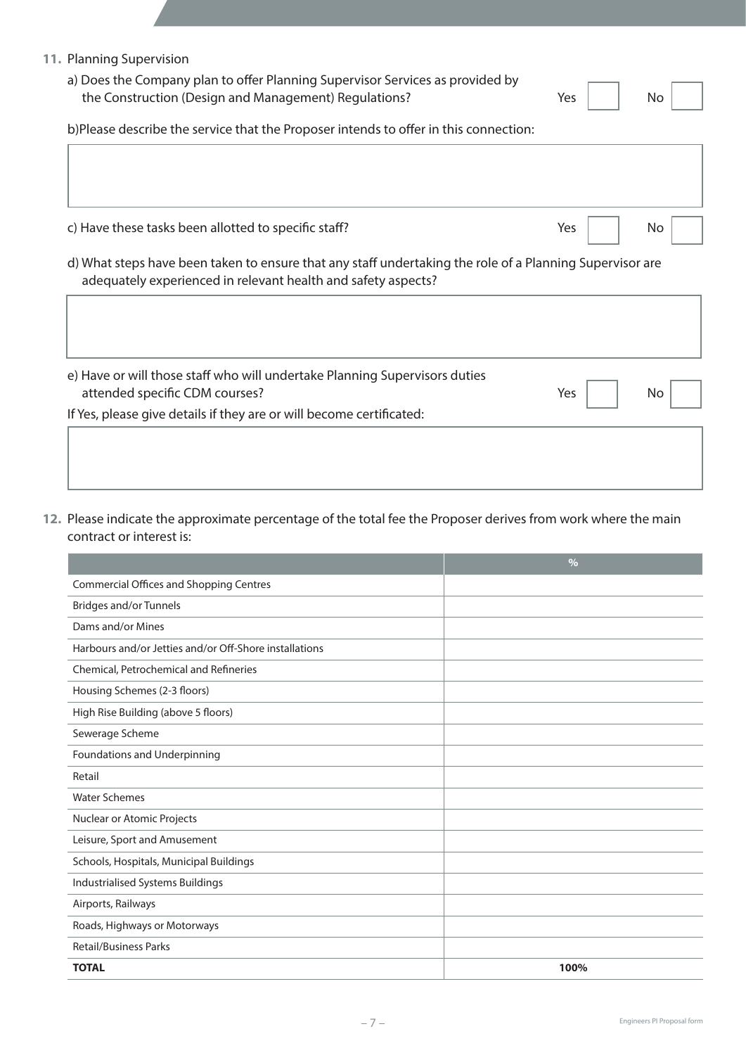**11.** Planning Supervision

a) Does the Company plan to offer Planning Supervisor Services as provided by the Construction (Design and Management) Regulations? Yes ☐ No ☐

b)Please describe the service that the Proposer intends to offer in this connection:

c) Have these tasks been allotted to specific staff? Yes ☐ No ☐

d) What steps have been taken to ensure that any staff undertaking the role of a Planning Supervisor are adequately experienced in relevant health and safety aspects?

e) Have or will those staff who will undertake Planning Supervisors duties attended specific CDM courses? Yes ☐ No ☐

If Yes, please give details if they are or will become certificated:

**12.** Please indicate the approximate percentage of the total fee the Proposer derives from work where the main contract or interest is:

| | % |
|---|---|
| Commercial Offices and Shopping Centres | |
| Bridges and/or Tunnels | |
| Dams and/or Mines | |
| Harbours and/or Jetties and/or Off-Shore installations | |
| Chemical, Petrochemical and Refineries | |
| Housing Schemes (2-3 floors) | |
| High Rise Building (above 5 floors) | |
| Sewerage Scheme | |
| Foundations and Underpinning | |
| Retail | |
| Water Schemes | |
| Nuclear or Atomic Projects | |
| Leisure, Sport and Amusement | |
| Schools, Hospitals, Municipal Buildings | |
| Industrialised Systems Buildings | |
| Airports, Railways | |
| Roads, Highways or Motorways | |
| Retail/Business Parks | |
| **TOTAL** | **100%** |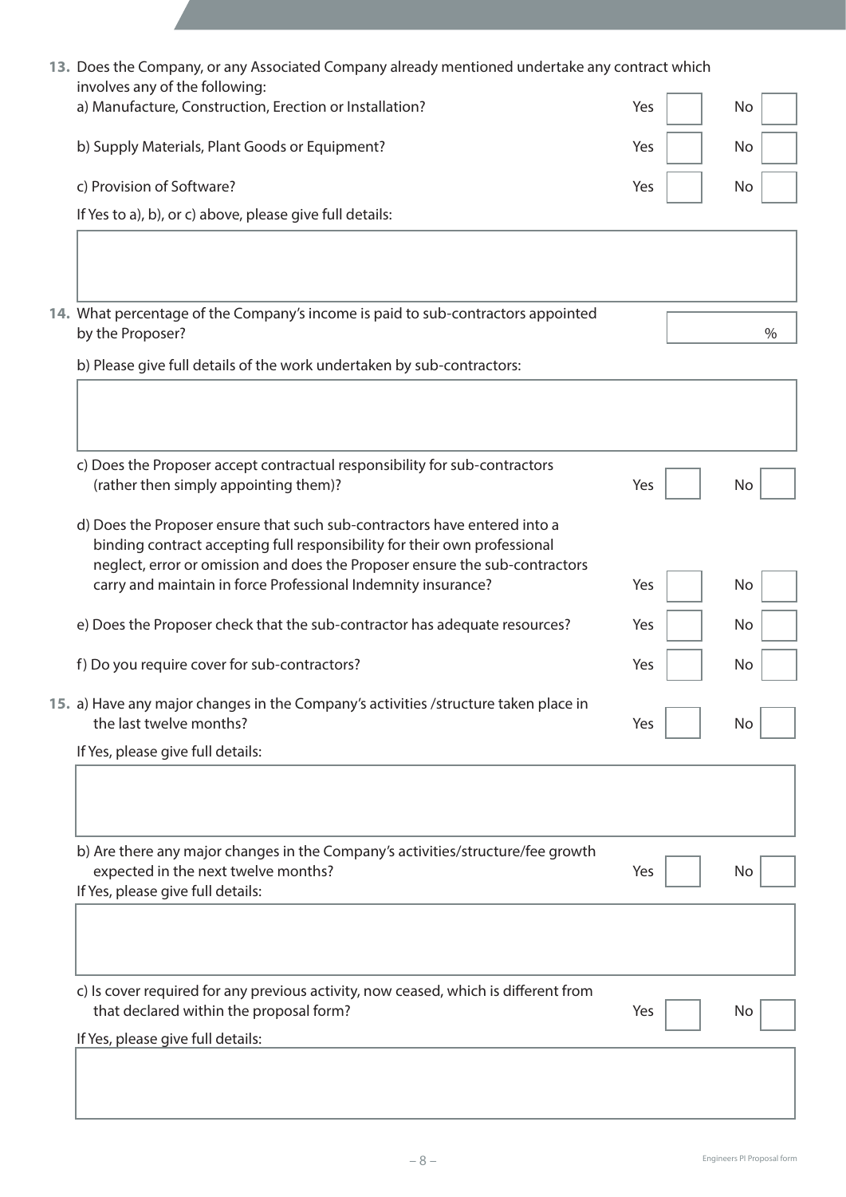**13.** Does the Company, or any Associated Company already mentioned undertake any contract which involves any of the following:

a) Manufacture, Construction, Erection or Installation? Yes ☐ No ☐

b) Supply Materials, Plant Goods or Equipment? Yes ☐ No ☐

c) Provision of Software? Yes ☐ No ☐

If Yes to a), b), or c) above, please give full details:

&nbsp;

**14.** What percentage of the Company's income is paid to sub-contractors appointed by the Proposer? ______ %

b) Please give full details of the work undertaken by sub-contractors:

&nbsp;

c) Does the Proposer accept contractual responsibility for sub-contractors (rather then simply appointing them)? Yes ☐ No ☐

d) Does the Proposer ensure that such sub-contractors have entered into a binding contract accepting full responsibility for their own professional neglect, error or omission and does the Proposer ensure the sub-contractors carry and maintain in force Professional Indemnity insurance? Yes ☐ No ☐

e) Does the Proposer check that the sub-contractor has adequate resources? Yes ☐ No ☐

f) Do you require cover for sub-contractors? Yes ☐ No ☐

**15.** a) Have any major changes in the Company's activities /structure taken place in the last twelve months? Yes ☐ No ☐

If Yes, please give full details:

&nbsp;

b) Are there any major changes in the Company's activities/structure/fee growth expected in the next twelve months? Yes ☐ No ☐

If Yes, please give full details:

&nbsp;

c) Is cover required for any previous activity, now ceased, which is different from that declared within the proposal form? Yes ☐ No ☐

If Yes, please give full details: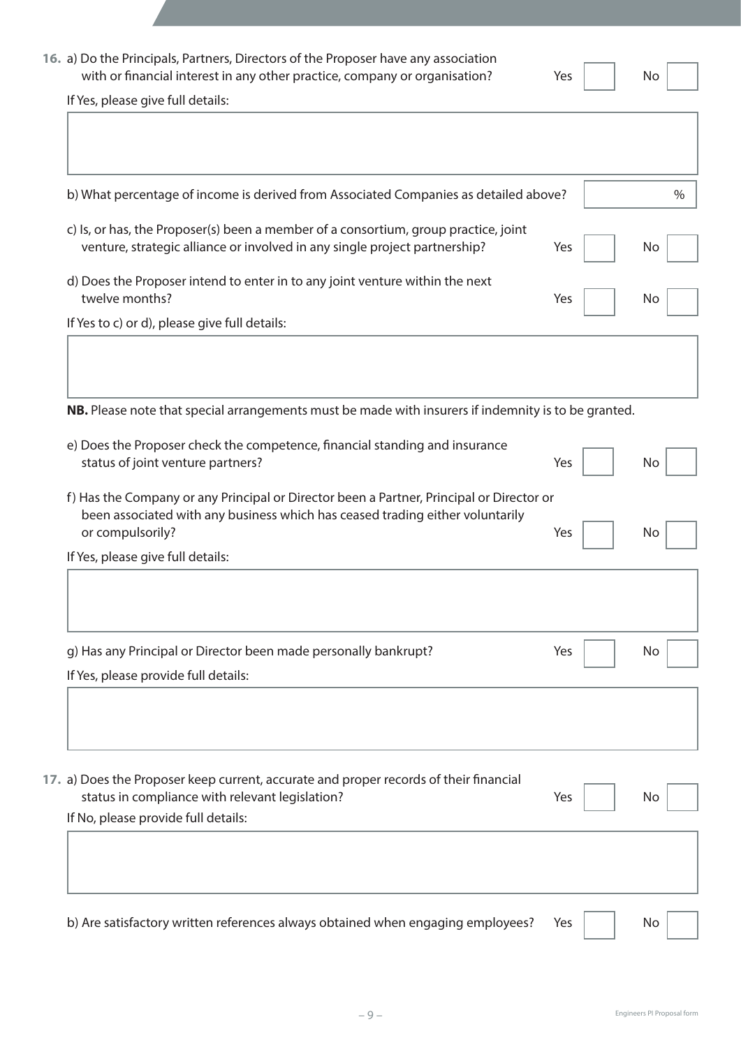**16.** a) Do the Principals, Partners, Directors of the Proposer have any association with or financial interest in any other practice, company or organisation? Yes ☐ No ☐

If Yes, please give full details:

b) What percentage of income is derived from Associated Companies as detailed above? ____ %

c) Is, or has, the Proposer(s) been a member of a consortium, group practice, joint venture, strategic alliance or involved in any single project partnership? Yes ☐ No ☐

d) Does the Proposer intend to enter in to any joint venture within the next twelve months? Yes ☐ No ☐

If Yes to c) or d), please give full details:

**NB.** Please note that special arrangements must be made with insurers if indemnity is to be granted.

e) Does the Proposer check the competence, financial standing and insurance status of joint venture partners? Yes ☐ No ☐

f) Has the Company or any Principal or Director been a Partner, Principal or Director or been associated with any business which has ceased trading either voluntarily or compulsorily? Yes ☐ No ☐

If Yes, please give full details:

g) Has any Principal or Director been made personally bankrupt? Yes ☐ No ☐

If Yes, please provide full details:

**17.** a) Does the Proposer keep current, accurate and proper records of their financial status in compliance with relevant legislation? Yes ☐ No ☐

If No, please provide full details:

b) Are satisfactory written references always obtained when engaging employees? Yes ☐ No ☐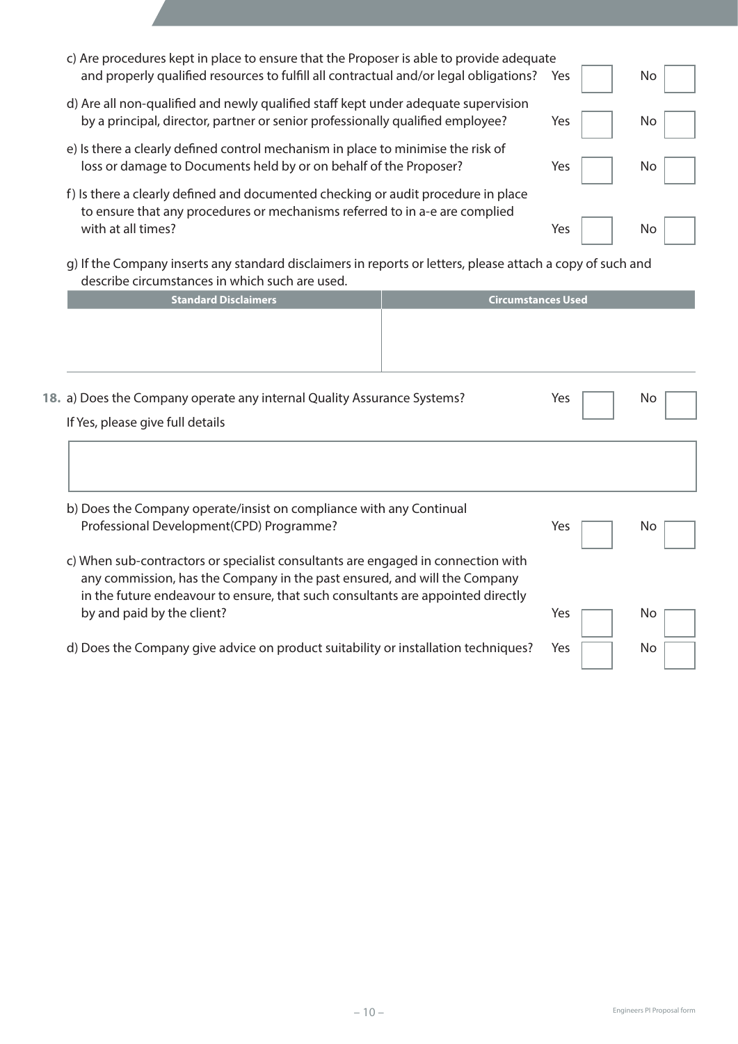c) Are procedures kept in place to ensure that the Proposer is able to provide adequate and properly qualified resources to fulfill all contractual and/or legal obligations? Yes ☐ No ☐

d) Are all non-qualified and newly qualified staff kept under adequate supervision by a principal, director, partner or senior professionally qualified employee? Yes ☐ No ☐

e) Is there a clearly defined control mechanism in place to minimise the risk of loss or damage to Documents held by or on behalf of the Proposer? Yes ☐ No ☐

f) Is there a clearly defined and documented checking or audit procedure in place to ensure that any procedures or mechanisms referred to in a-e are complied with at all times? Yes ☐ No ☐

g) If the Company inserts any standard disclaimers in reports or letters, please attach a copy of such and describe circumstances in which such are used.

| Standard Disclaimers | Circumstances Used |
|---|---|
| | |

**18.** a) Does the Company operate any internal Quality Assurance Systems? Yes ☐ No ☐

If Yes, please give full details

| |
|---|
| |

b) Does the Company operate/insist on compliance with any Continual Professional Development(CPD) Programme? Yes ☐ No ☐

c) When sub-contractors or specialist consultants are engaged in connection with any commission, has the Company in the past ensured, and will the Company in the future endeavour to ensure, that such consultants are appointed directly by and paid by the client? Yes ☐ No ☐

d) Does the Company give advice on product suitability or installation techniques? Yes ☐ No ☐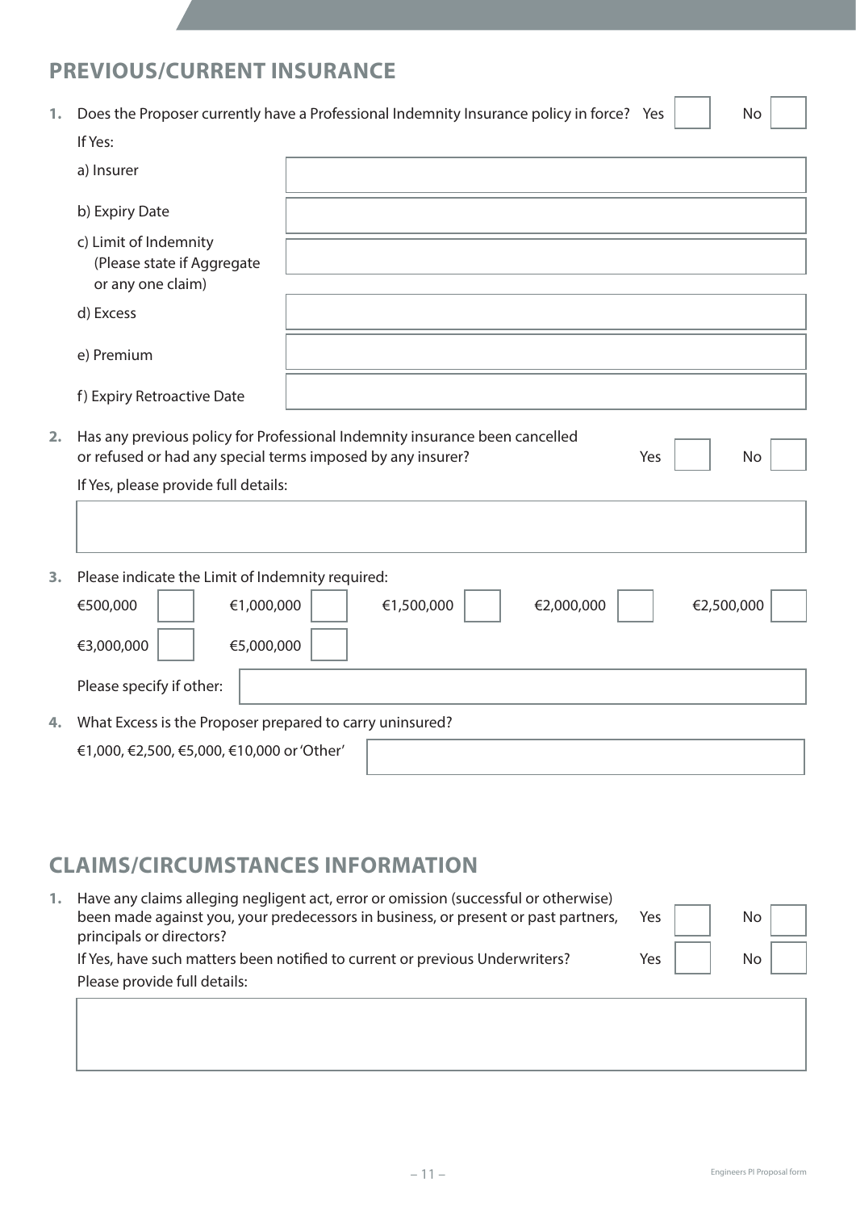## PREVIOUS/CURRENT INSURANCE

1. Does the Proposer currently have a Professional Indemnity Insurance policy in force? Yes ☐ No ☐

   If Yes:

   | | |
   |---|---|
   | a) Insurer | |
   | b) Expiry Date | |
   | c) Limit of Indemnity (Please state if Aggregate or any one claim) | |
   | d) Excess | |
   | e) Premium | |
   | f) Expiry Retroactive Date | |

2. Has any previous policy for Professional Indemnity insurance been cancelled or refused or had any special terms imposed by any insurer? Yes ☐ No ☐

   If Yes, please provide full details:

3. Please indicate the Limit of Indemnity required:

   €500,000 ☐ €1,000,000 ☐ €1,500,000 ☐ €2,000,000 ☐ €2,500,000 ☐

   €3,000,000 ☐ €5,000,000 ☐

   Please specify if other:

4. What Excess is the Proposer prepared to carry uninsured?

   €1,000, €2,500, €5,000, €10,000 or 'Other'

## CLAIMS/CIRCUMSTANCES INFORMATION

1. Have any claims alleging negligent act, error or omission (successful or otherwise) been made against you, your predecessors in business, or present or past partners, principals or directors? Yes ☐ No ☐

   If Yes, have such matters been notified to current or previous Underwriters? Yes ☐ No ☐

   Please provide full details: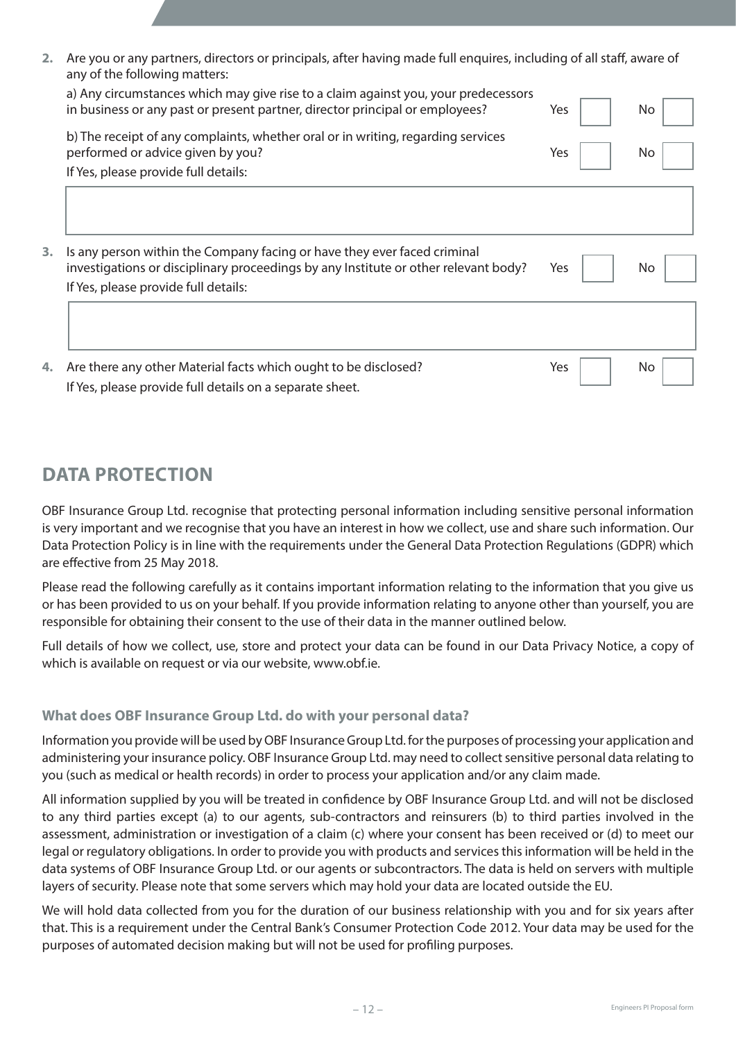2. Are you or any partners, directors or principals, after having made full enquires, including of all staff, aware of any of the following matters:

   a) Any circumstances which may give rise to a claim against you, your predecessors in business or any past or present partner, director principal or employees? Yes ☐ No ☐

   b) The receipt of any complaints, whether oral or in writing, regarding services performed or advice given by you? Yes ☐ No ☐

   If Yes, please provide full details:

3. Is any person within the Company facing or have they ever faced criminal investigations or disciplinary proceedings by any Institute or other relevant body? Yes ☐ No ☐

   If Yes, please provide full details:

4. Are there any other Material facts which ought to be disclosed? Yes ☐ No ☐

   If Yes, please provide full details on a separate sheet.

## DATA PROTECTION

OBF Insurance Group Ltd. recognise that protecting personal information including sensitive personal information is very important and we recognise that you have an interest in how we collect, use and share such information. Our Data Protection Policy is in line with the requirements under the General Data Protection Regulations (GDPR) which are effective from 25 May 2018.

Please read the following carefully as it contains important information relating to the information that you give us or has been provided to us on your behalf. If you provide information relating to anyone other than yourself, you are responsible for obtaining their consent to the use of their data in the manner outlined below.

Full details of how we collect, use, store and protect your data can be found in our Data Privacy Notice, a copy of which is available on request or via our website, www.obf.ie.

### What does OBF Insurance Group Ltd. do with your personal data?

Information you provide will be used by OBF Insurance Group Ltd. for the purposes of processing your application and administering your insurance policy. OBF Insurance Group Ltd. may need to collect sensitive personal data relating to you (such as medical or health records) in order to process your application and/or any claim made.

All information supplied by you will be treated in confidence by OBF Insurance Group Ltd. and will not be disclosed to any third parties except (a) to our agents, sub-contractors and reinsurers (b) to third parties involved in the assessment, administration or investigation of a claim (c) where your consent has been received or (d) to meet our legal or regulatory obligations. In order to provide you with products and services this information will be held in the data systems of OBF Insurance Group Ltd. or our agents or subcontractors. The data is held on servers with multiple layers of security. Please note that some servers which may hold your data are located outside the EU.

We will hold data collected from you for the duration of our business relationship with you and for six years after that. This is a requirement under the Central Bank's Consumer Protection Code 2012. Your data may be used for the purposes of automated decision making but will not be used for profiling purposes.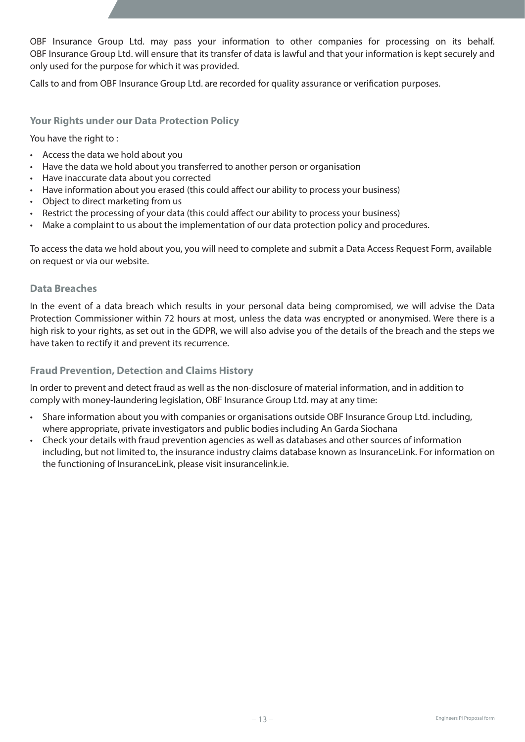OBF Insurance Group Ltd. may pass your information to other companies for processing on its behalf. OBF Insurance Group Ltd. will ensure that its transfer of data is lawful and that your information is kept securely and only used for the purpose for which it was provided.

Calls to and from OBF Insurance Group Ltd. are recorded for quality assurance or verification purposes.

### Your Rights under our Data Protection Policy

You have the right to :

- Access the data we hold about you
- Have the data we hold about you transferred to another person or organisation
- Have inaccurate data about you corrected
- Have information about you erased (this could affect our ability to process your business)
- Object to direct marketing from us
- Restrict the processing of your data (this could affect our ability to process your business)
- Make a complaint to us about the implementation of our data protection policy and procedures.

To access the data we hold about you, you will need to complete and submit a Data Access Request Form, available on request or via our website.

### Data Breaches

In the event of a data breach which results in your personal data being compromised, we will advise the Data Protection Commissioner within 72 hours at most, unless the data was encrypted or anonymised. Were there is a high risk to your rights, as set out in the GDPR, we will also advise you of the details of the breach and the steps we have taken to rectify it and prevent its recurrence.

### Fraud Prevention, Detection and Claims History

In order to prevent and detect fraud as well as the non-disclosure of material information, and in addition to comply with money-laundering legislation, OBF Insurance Group Ltd. may at any time:

- Share information about you with companies or organisations outside OBF Insurance Group Ltd. including, where appropriate, private investigators and public bodies including An Garda Siochana
- Check your details with fraud prevention agencies as well as databases and other sources of information including, but not limited to, the insurance industry claims database known as InsuranceLink. For information on the functioning of InsuranceLink, please visit insurancelink.ie.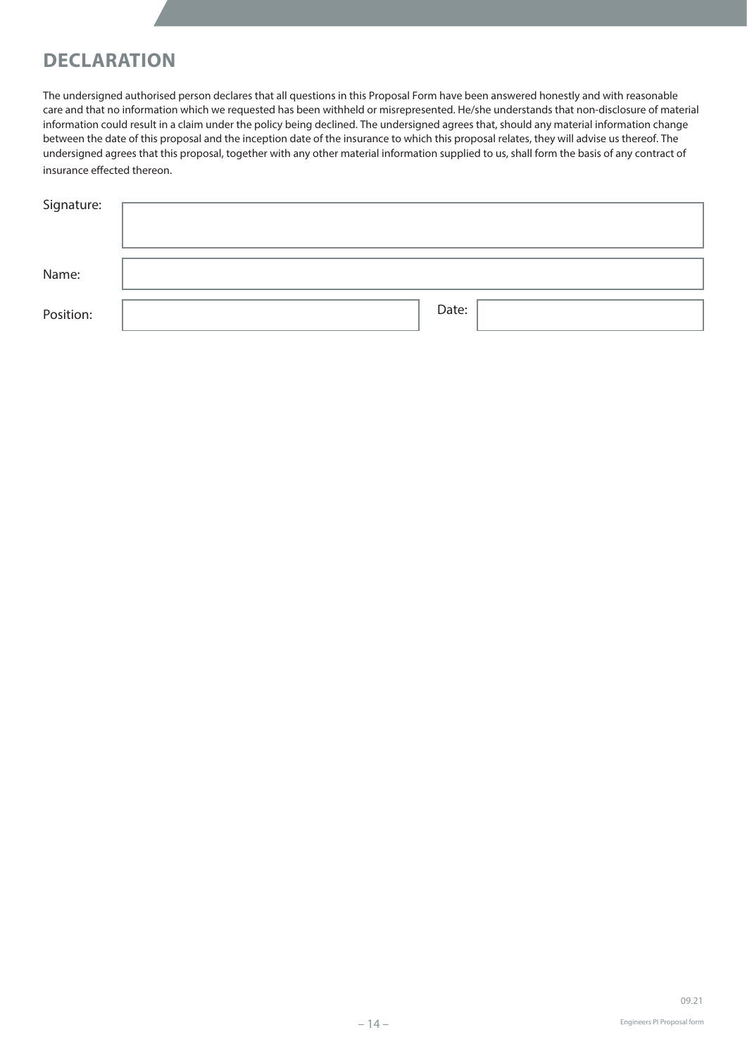## DECLARATION

The undersigned authorised person declares that all questions in this Proposal Form have been answered honestly and with reasonable care and that no information which we requested has been withheld or misrepresented. He/she understands that non-disclosure of material information could result in a claim under the policy being declined. The undersigned agrees that, should any material information change between the date of this proposal and the inception date of the insurance to which this proposal relates, they will advise us thereof. The undersigned agrees that this proposal, together with any other material information supplied to us, shall form the basis of any contract of insurance effected thereon.

Signature:

Name:

Position:

Date: